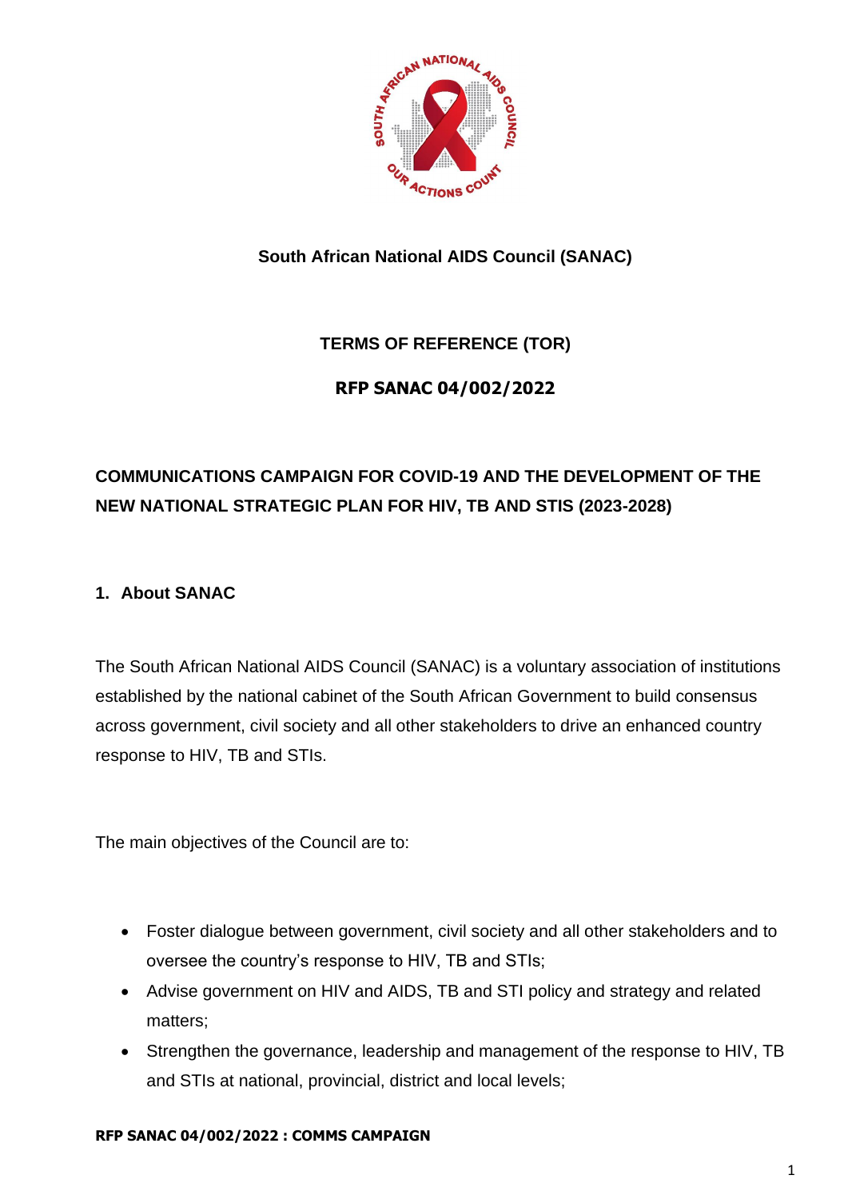**South African National AIDS Council (SANAC)**

**TERMS OF REFERENCE (TOR)**

**RFP SANAC 04/002/2022**

# COMMUNICATIONS CAMPAIGN FOR COVID-19 AND THE DEVELOPMENT OF THE NEW NATIONAL STRATEGIC PLAN FOR HIV, TB AND STIS (2023-2028)

## 1. About SANAC

The South African National AIDS Council (SANAC) is a voluntary association of institutions established by the national cabinet of the South African Government to build consensus across government, civil society and all other stakeholders to drive an enhanced country response to HIV, TB and STIs.

The main objectives of the Council are to:

- Foster dialogue between government, civil society and all other stakeholders and to oversee the country's response to HIV, TB and STIs;
- Advise government on HIV and AIDS, TB and STI policy and strategy and related matters;
- Strengthen the governance, leadership and management of the response to HIV, TB and STIs at national, provincial, district and local levels;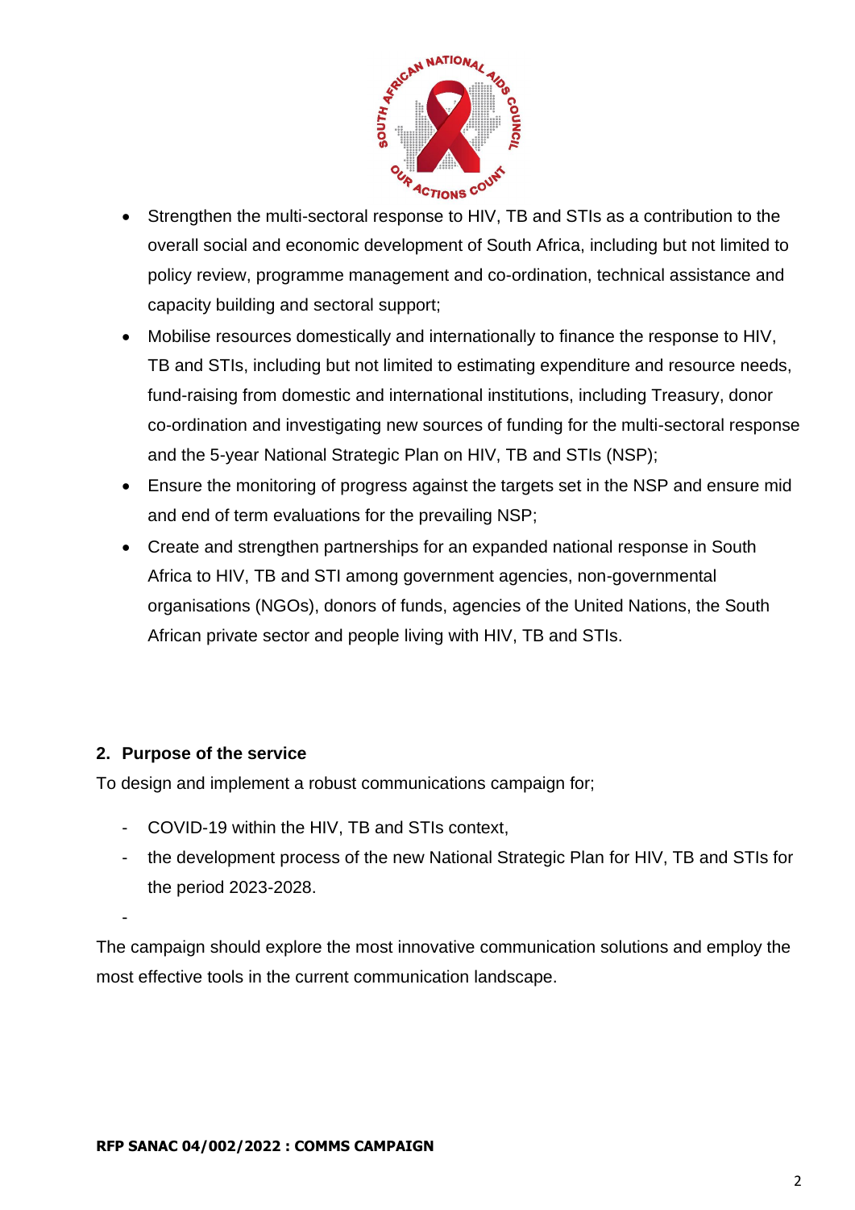- Strengthen the multi-sectoral response to HIV, TB and STIs as a contribution to the overall social and economic development of South Africa, including but not limited to policy review, programme management and co-ordination, technical assistance and capacity building and sectoral support;
- Mobilise resources domestically and internationally to finance the response to HIV, TB and STIs, including but not limited to estimating expenditure and resource needs, fund-raising from domestic and international institutions, including Treasury, donor co-ordination and investigating new sources of funding for the multi-sectoral response and the 5-year National Strategic Plan on HIV, TB and STIs (NSP);
- Ensure the monitoring of progress against the targets set in the NSP and ensure mid and end of term evaluations for the prevailing NSP;
- Create and strengthen partnerships for an expanded national response in South Africa to HIV, TB and STI among government agencies, non-governmental organisations (NGOs), donors of funds, agencies of the United Nations, the South African private sector and people living with HIV, TB and STIs.

## 2. Purpose of the service

To design and implement a robust communications campaign for;

- COVID-19 within the HIV, TB and STIs context,
- the development process of the new National Strategic Plan for HIV, TB and STIs for the period 2023-2028.
-

The campaign should explore the most innovative communication solutions and employ the most effective tools in the current communication landscape.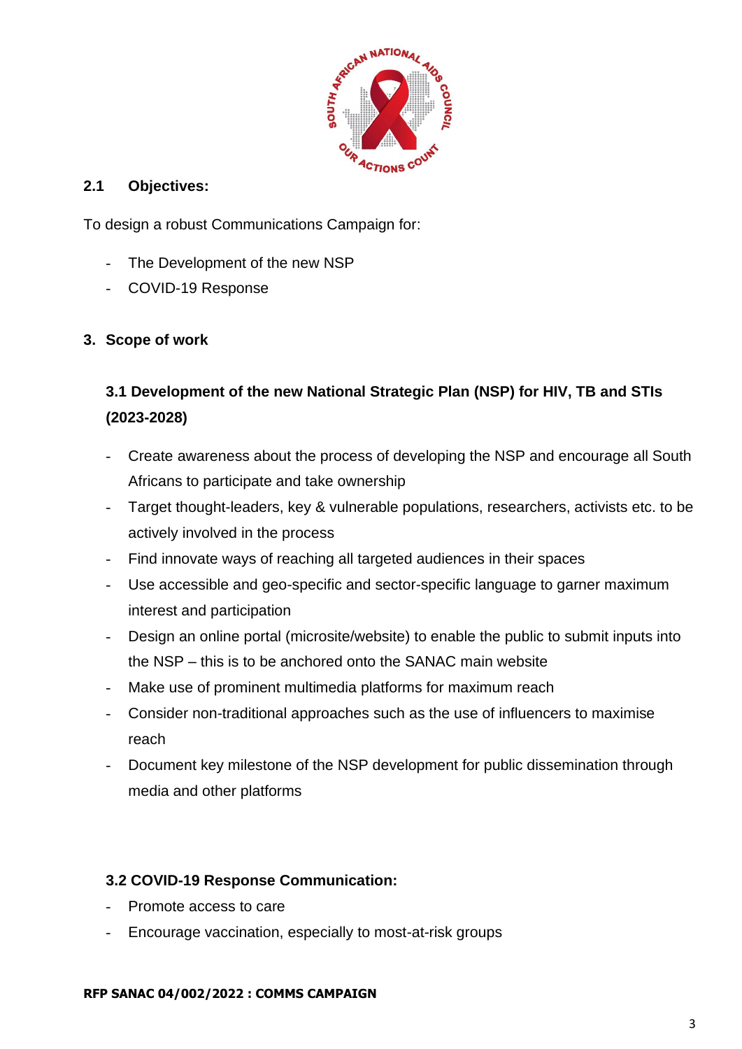## 2.1 Objectives:

To design a robust Communications Campaign for:

- The Development of the new NSP
- COVID-19 Response

## 3. Scope of work

### 3.1 Development of the new National Strategic Plan (NSP) for HIV, TB and STIs (2023-2028)

- Create awareness about the process of developing the NSP and encourage all South Africans to participate and take ownership
- Target thought-leaders, key & vulnerable populations, researchers, activists etc. to be actively involved in the process
- Find innovate ways of reaching all targeted audiences in their spaces
- Use accessible and geo-specific and sector-specific language to garner maximum interest and participation
- Design an online portal (microsite/website) to enable the public to submit inputs into the NSP – this is to be anchored onto the SANAC main website
- Make use of prominent multimedia platforms for maximum reach
- Consider non-traditional approaches such as the use of influencers to maximise reach
- Document key milestone of the NSP development for public dissemination through media and other platforms

### 3.2 COVID-19 Response Communication:

- Promote access to care
- Encourage vaccination, especially to most-at-risk groups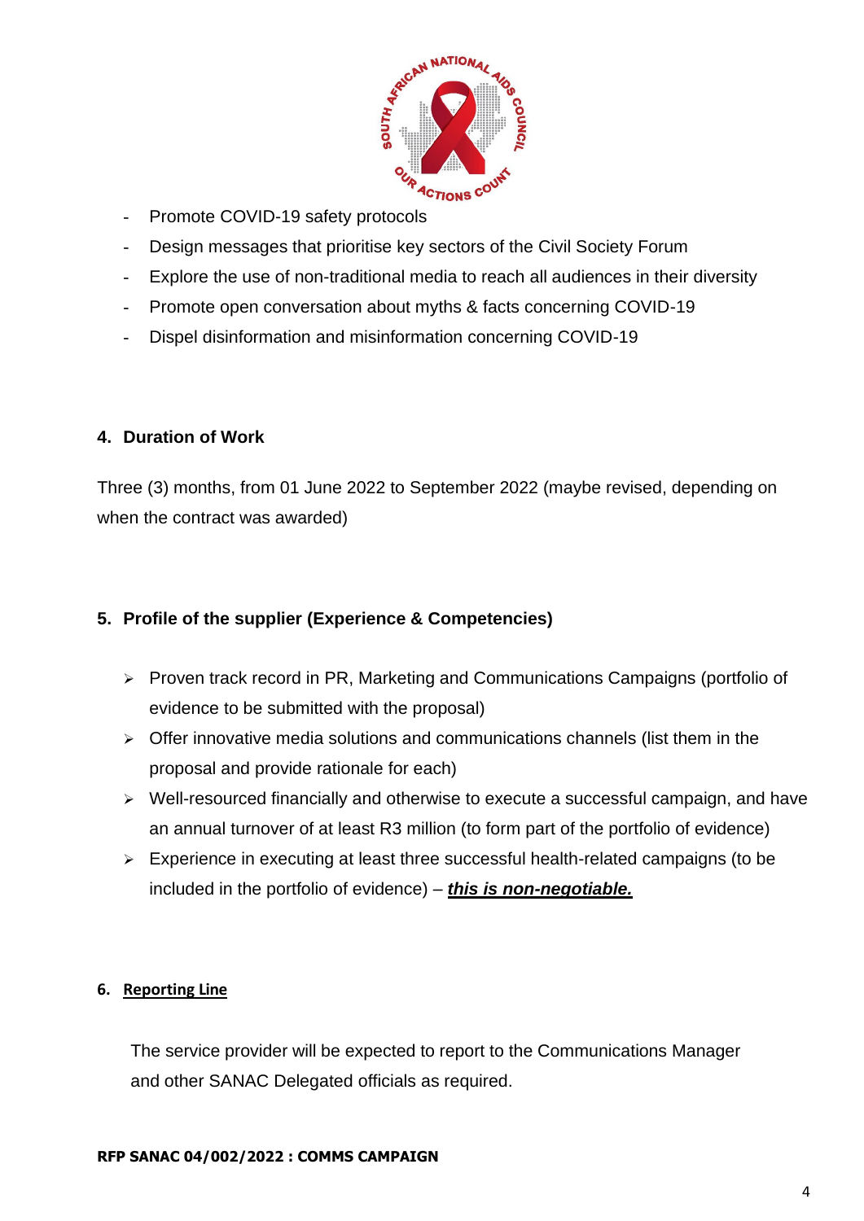- Promote COVID-19 safety protocols
- Design messages that prioritise key sectors of the Civil Society Forum
- Explore the use of non-traditional media to reach all audiences in their diversity
- Promote open conversation about myths & facts concerning COVID-19
- Dispel disinformation and misinformation concerning COVID-19

## 4. Duration of Work

Three (3) months, from 01 June 2022 to September 2022 (maybe revised, depending on when the contract was awarded)

## 5. Profile of the supplier (Experience & Competencies)

- Proven track record in PR, Marketing and Communications Campaigns (portfolio of evidence to be submitted with the proposal)
- Offer innovative media solutions and communications channels (list them in the proposal and provide rationale for each)
- Well-resourced financially and otherwise to execute a successful campaign, and have an annual turnover of at least R3 million (to form part of the portfolio of evidence)
- Experience in executing at least three successful health-related campaigns (to be included in the portfolio of evidence) – ***this is non-negotiable.***

## 6. Reporting Line

The service provider will be expected to report to the Communications Manager and other SANAC Delegated officials as required.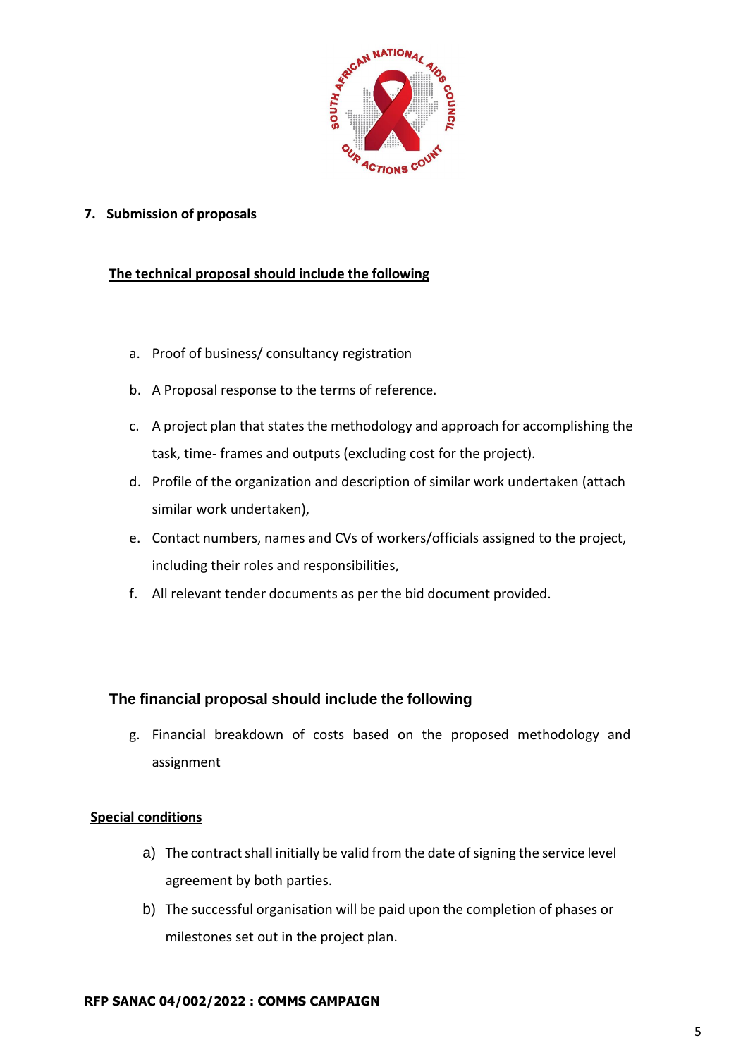## 7. Submission of proposals

**The technical proposal should include the following**

a. Proof of business/ consultancy registration
b. A Proposal response to the terms of reference.
c. A project plan that states the methodology and approach for accomplishing the task, time- frames and outputs (excluding cost for the project).
d. Profile of the organization and description of similar work undertaken (attach similar work undertaken),
e. Contact numbers, names and CVs of workers/officials assigned to the project, including their roles and responsibilities,
f. All relevant tender documents as per the bid document provided.

**The financial proposal should include the following**

g. Financial breakdown of costs based on the proposed methodology and assignment

**Special conditions**

a) The contract shall initially be valid from the date of signing the service level agreement by both parties.
b) The successful organisation will be paid upon the completion of phases or milestones set out in the project plan.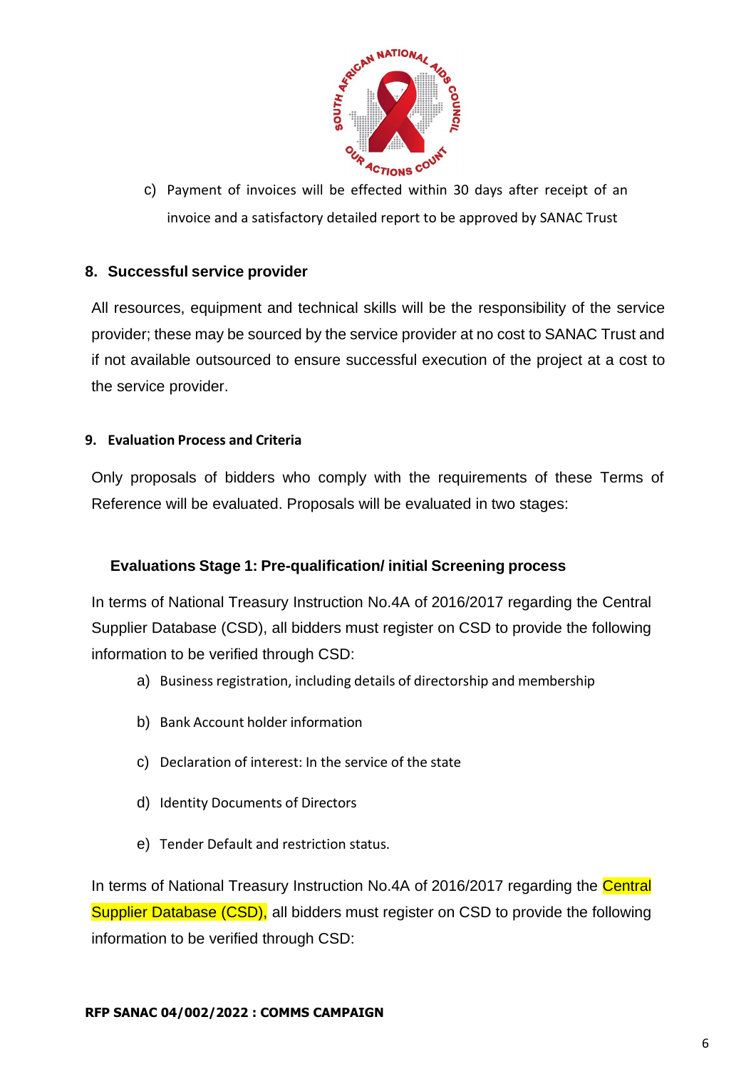c) Payment of invoices will be effected within 30 days after receipt of an invoice and a satisfactory detailed report to be approved by SANAC Trust

## 8. Successful service provider

All resources, equipment and technical skills will be the responsibility of the service provider; these may be sourced by the service provider at no cost to SANAC Trust and if not available outsourced to ensure successful execution of the project at a cost to the service provider.

## 9. Evaluation Process and Criteria

Only proposals of bidders who comply with the requirements of these Terms of Reference will be evaluated. Proposals will be evaluated in two stages:

### Evaluations Stage 1: Pre-qualification/ initial Screening process

In terms of National Treasury Instruction No.4A of 2016/2017 regarding the Central Supplier Database (CSD), all bidders must register on CSD to provide the following information to be verified through CSD:

a) Business registration, including details of directorship and membership

b) Bank Account holder information

c) Declaration of interest: In the service of the state

d) Identity Documents of Directors

e) Tender Default and restriction status.

In terms of National Treasury Instruction No.4A of 2016/2017 regarding the Central Supplier Database (CSD), all bidders must register on CSD to provide the following information to be verified through CSD: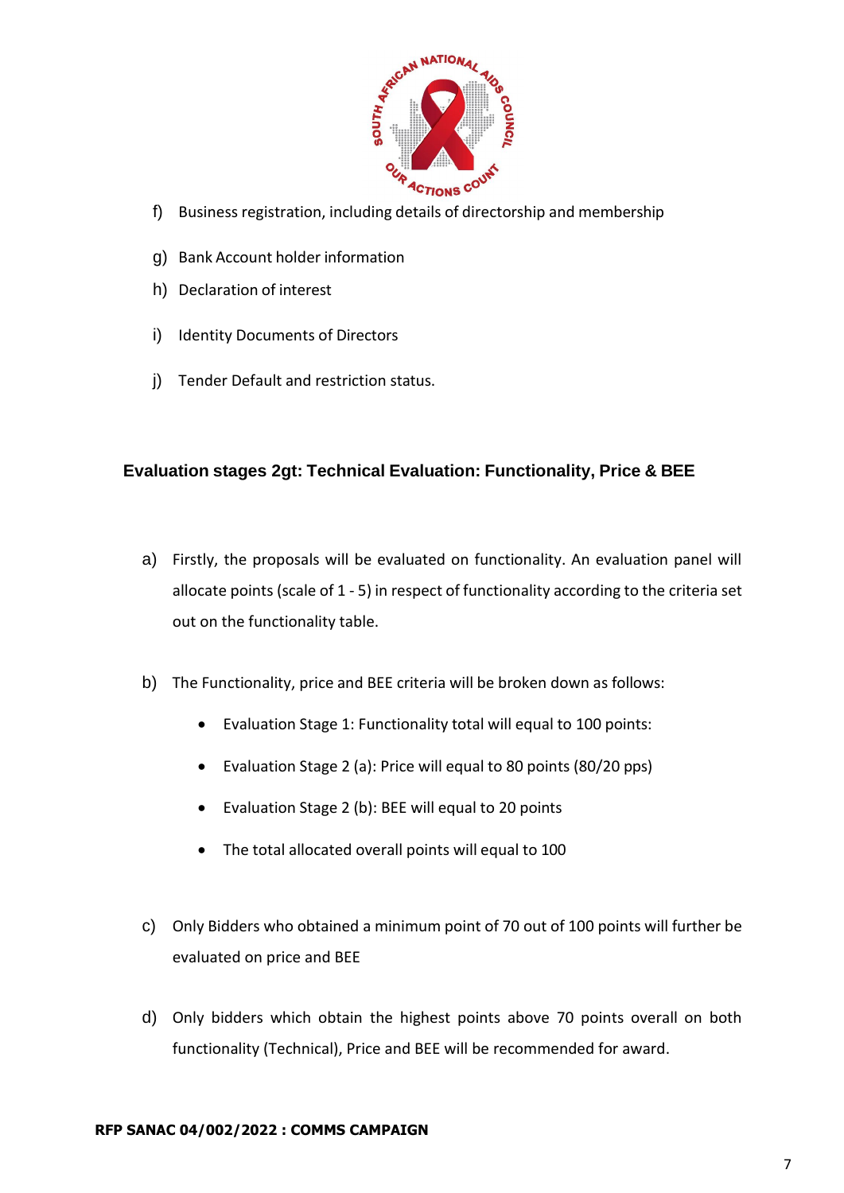f) Business registration, including details of directorship and membership

g) Bank Account holder information

h) Declaration of interest

i) Identity Documents of Directors

j) Tender Default and restriction status.

### Evaluation stages 2gt: Technical Evaluation: Functionality, Price & BEE

a) Firstly, the proposals will be evaluated on functionality. An evaluation panel will allocate points (scale of 1 - 5) in respect of functionality according to the criteria set out on the functionality table.

b) The Functionality, price and BEE criteria will be broken down as follows:

- Evaluation Stage 1: Functionality total will equal to 100 points:
- Evaluation Stage 2 (a): Price will equal to 80 points (80/20 pps)
- Evaluation Stage 2 (b): BEE will equal to 20 points
- The total allocated overall points will equal to 100

c) Only Bidders who obtained a minimum point of 70 out of 100 points will further be evaluated on price and BEE

d) Only bidders which obtain the highest points above 70 points overall on both functionality (Technical), Price and BEE will be recommended for award.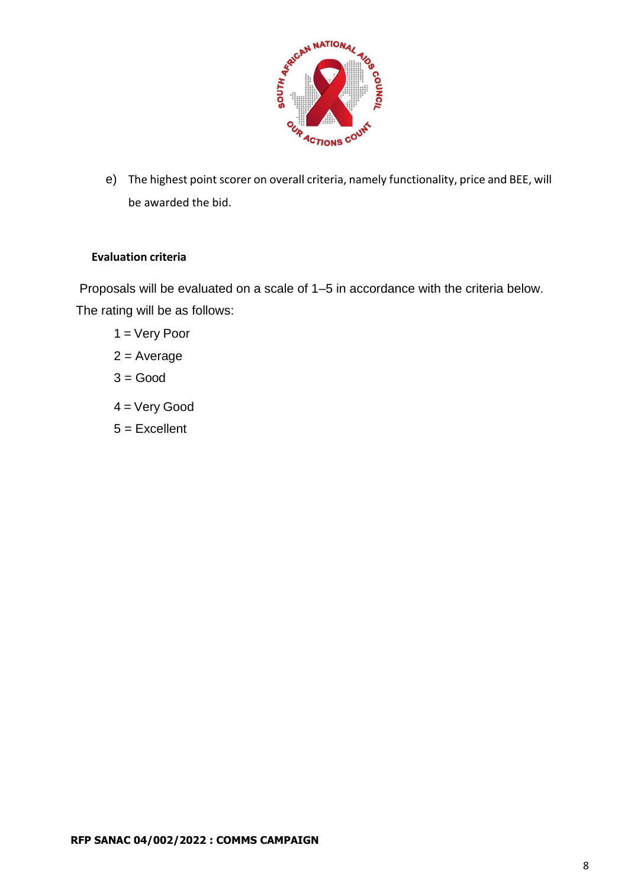e) The highest point scorer on overall criteria, namely functionality, price and BEE, will be awarded the bid.

**Evaluation criteria**

Proposals will be evaluated on a scale of 1–5 in accordance with the criteria below. The rating will be as follows:

1 = Very Poor

2 = Average

3 = Good

4 = Very Good

5 = Excellent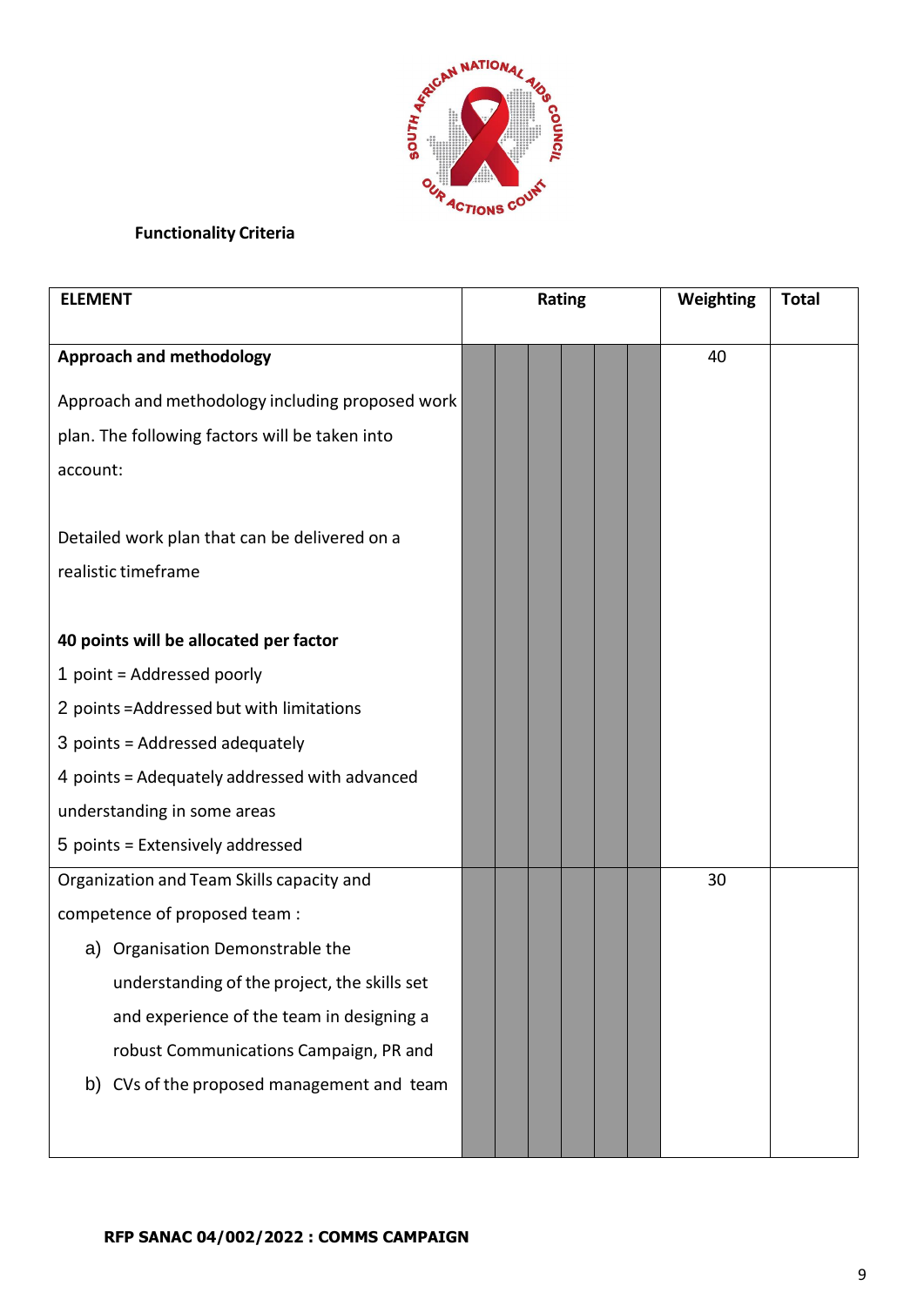**Functionality Criteria**

| ELEMENT | Rating | Weighting | Total |
|---|---|---|---|
| **Approach and methodology**<br><br>Approach and methodology including proposed work plan. The following factors will be taken into account:<br><br>Detailed work plan that can be delivered on a realistic timeframe<br><br>**40 points will be allocated per factor**<br>1 point = Addressed poorly<br>2 points =Addressed but with limitations<br>3 points = Addressed adequately<br>4 points = Adequately addressed with advanced understanding in some areas<br>5 points = Extensively addressed | | 40 | |
| Organization and Team Skills capacity and competence of proposed team :<br>a) Organisation Demonstrable the understanding of the project, the skills set and experience of the team in designing a robust Communications Campaign, PR and<br>b) CVs of the proposed management and team | | 30 | |

**RFP SANAC 04/002/2022 : COMMS CAMPAIGN**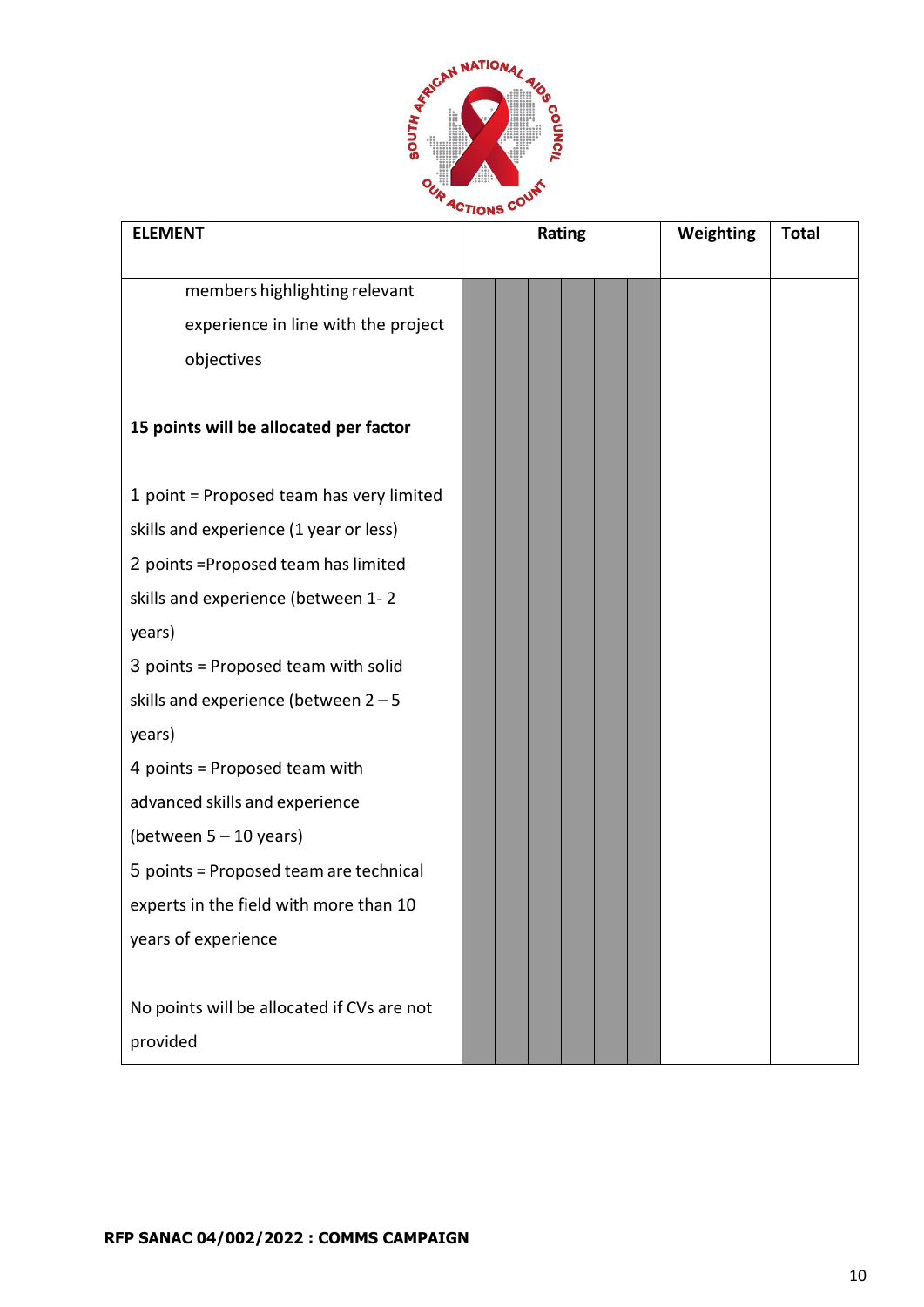| ELEMENT | Rating | | | | | | Weighting | Total |
|---|---|---|---|---|---|---|---|---|
| members highlighting relevant experience in line with the project objectives<br><br>**15 points will be allocated per factor**<br><br>1 point = Proposed team has very limited skills and experience (1 year or less)<br>2 points =Proposed team has limited skills and experience (between 1- 2 years)<br>3 points = Proposed team with solid skills and experience (between 2 – 5 years)<br>4 points = Proposed team with advanced skills and experience (between 5 – 10 years)<br>5 points = Proposed team are technical experts in the field with more than 10 years of experience<br><br>No points will be allocated if CVs are not provided | | | | | | | | |

**RFP SANAC 04/002/2022 : COMMS CAMPAIGN**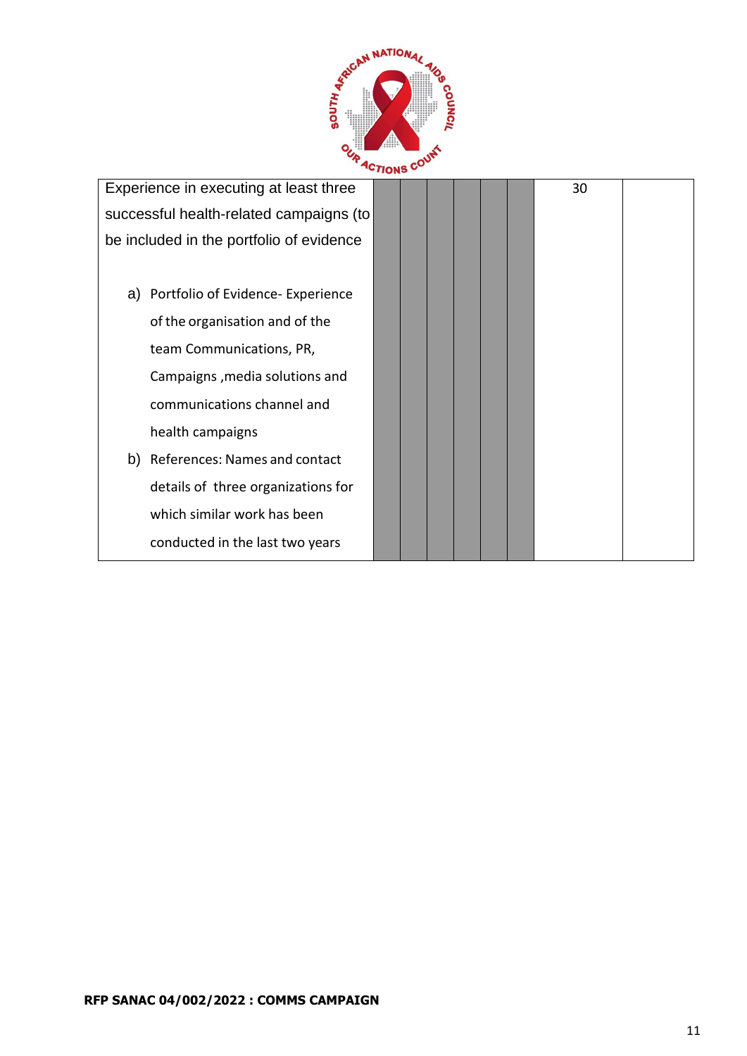| | | | | | | | | |
|---|---|---|---|---|---|---|---|---|
| Experience in executing at least three successful health-related campaigns (to be included in the portfolio of evidence<br><br>a) Portfolio of Evidence- Experience of the organisation and of the team Communications, PR, Campaigns ,media solutions and communications channel and health campaigns<br>b) References: Names and contact details of three organizations for which similar work has been conducted in the last two years | | | | | | | 30 | |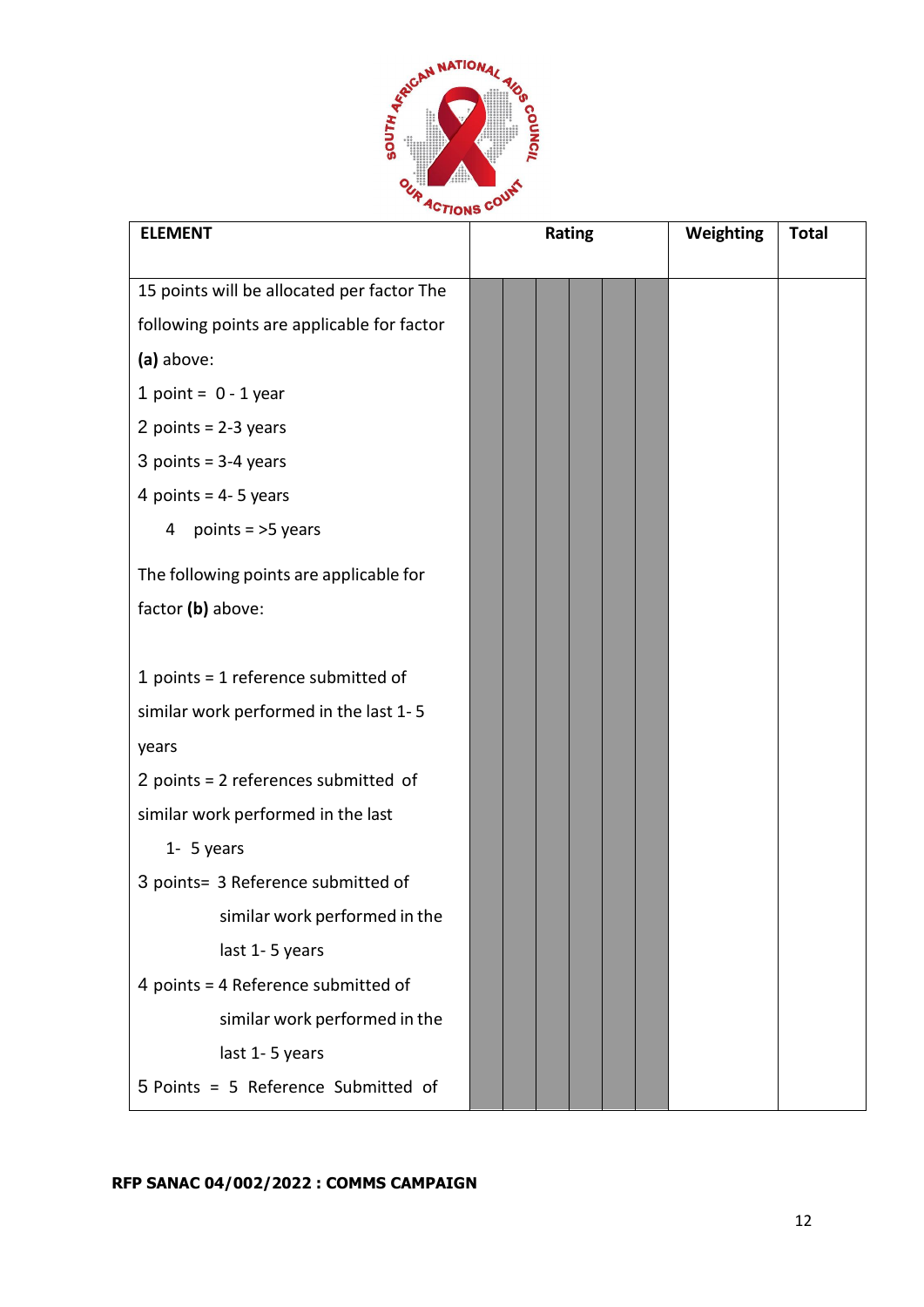| ELEMENT | Rating | | | | | | Weighting | Total |
|---|---|---|---|---|---|---|---|---|
| 15 points will be allocated per factor The following points are applicable for factor **(a)** above:<br>1 point = 0 - 1 year<br>2 points = 2-3 years<br>3 points = 3-4 years<br>4 points = 4- 5 years<br>4 points = >5 years<br><br>The following points are applicable for factor **(b)** above:<br><br>1 points = 1 reference submitted of similar work performed in the last 1- 5 years<br>2 points = 2 references submitted of similar work performed in the last 1- 5 years<br>3 points= 3 Reference submitted of similar work performed in the last 1- 5 years<br>4 points = 4 Reference submitted of similar work performed in the last 1- 5 years<br>5 Points = 5 Reference Submitted of | | | | | | | | |

**RFP SANAC 04/002/2022 : COMMS CAMPAIGN**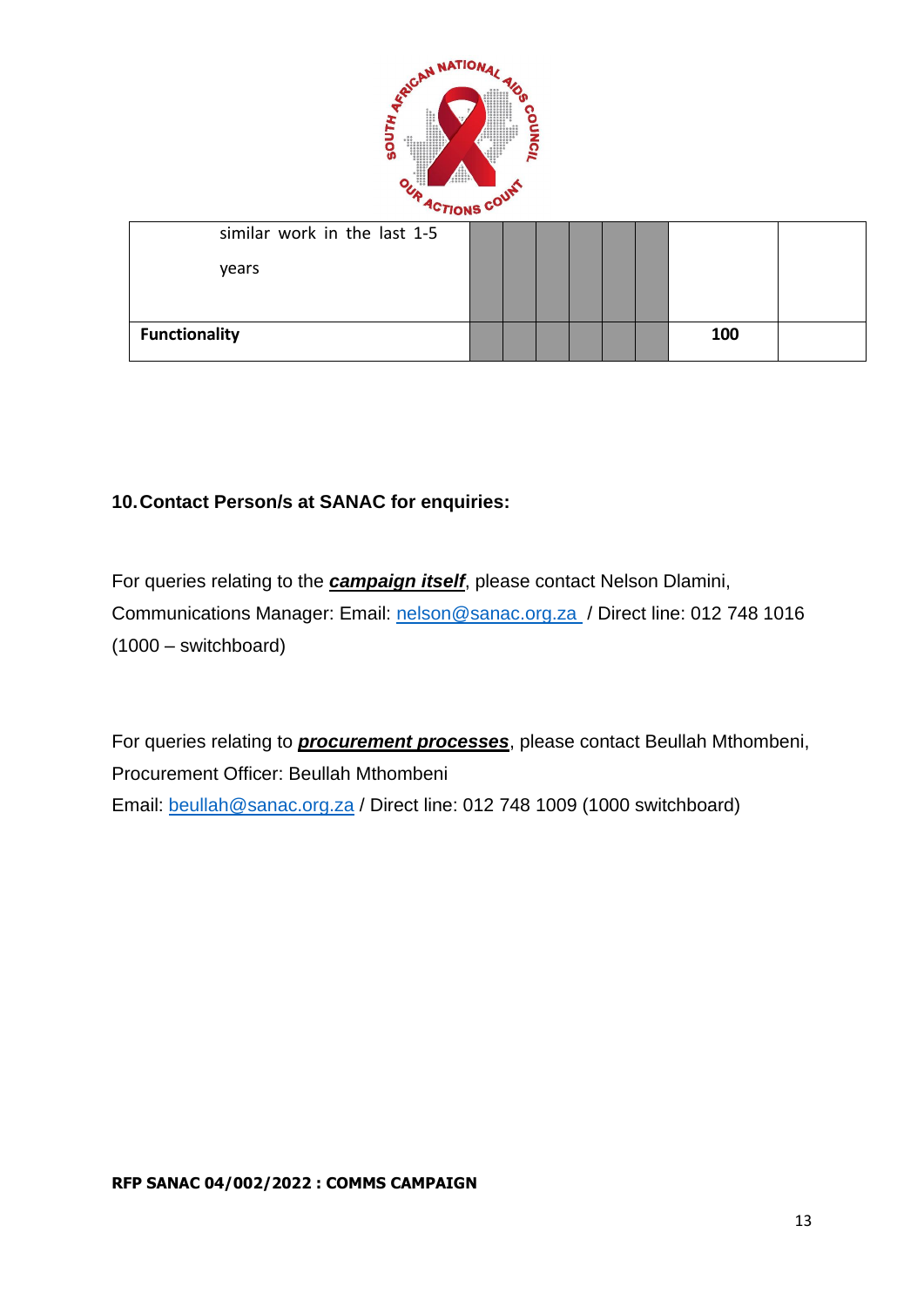| | | | | | | | | |
|---|---|---|---|---|---|---|---|---|
| similar work in the last 1-5 years | | | | | | | | |
| **Functionality** | | | | | | | **100** | |

**10. Contact Person/s at SANAC for enquiries:**

For queries relating to the ***campaign itself***, please contact Nelson Dlamini, Communications Manager: Email: nelson@sanac.org.za / Direct line: 012 748 1016 (1000 – switchboard)

For queries relating to ***procurement processes***, please contact Beullah Mthombeni, Procurement Officer: Beullah Mthombeni
Email: beullah@sanac.org.za / Direct line: 012 748 1009 (1000 switchboard)